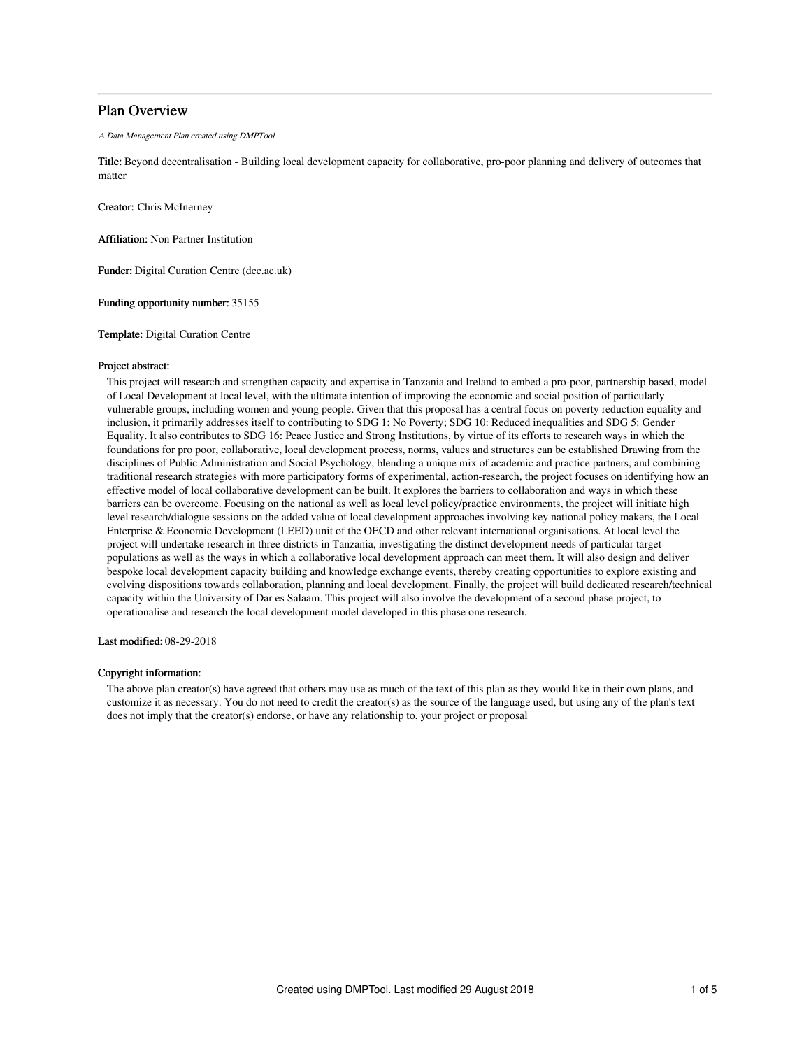# Plan Overview

*A Data Management Plan created using DMPTool*

**Title:** Beyond decentralisation - Building local development capacity for collaborative, pro-poor planning and delivery of outcomes that matter

**Creator:** Chris McInerney

**Affiliation:** Non Partner Institution

**Funder:** Digital Curation Centre (dcc.ac.uk)

**Funding opportunity number:** 35155

**Template:** Digital Curation Centre

**Project abstract:**

This project will research and strengthen capacity and expertise in Tanzania and Ireland to embed a pro-poor, partnership based, model of Local Development at local level, with the ultimate intention of improving the economic and social position of particularly vulnerable groups, including women and young people. Given that this proposal has a central focus on poverty reduction equality and inclusion, it primarily addresses itself to contributing to SDG 1: No Poverty; SDG 10: Reduced inequalities and SDG 5: Gender Equality. It also contributes to SDG 16: Peace Justice and Strong Institutions, by virtue of its efforts to research ways in which the foundations for pro poor, collaborative, local development process, norms, values and structures can be established Drawing from the disciplines of Public Administration and Social Psychology, blending a unique mix of academic and practice partners, and combining traditional research strategies with more participatory forms of experimental, action-research, the project focuses on identifying how an effective model of local collaborative development can be built. It explores the barriers to collaboration and ways in which these barriers can be overcome. Focusing on the national as well as local level policy/practice environments, the project will initiate high level research/dialogue sessions on the added value of local development approaches involving key national policy makers, the Local Enterprise & Economic Development (LEED) unit of the OECD and other relevant international organisations. At local level the project will undertake research in three districts in Tanzania, investigating the distinct development needs of particular target populations as well as the ways in which a collaborative local development approach can meet them. It will also design and deliver bespoke local development capacity building and knowledge exchange events, thereby creating opportunities to explore existing and evolving dispositions towards collaboration, planning and local development. Finally, the project will build dedicated research/technical capacity within the University of Dar es Salaam. This project will also involve the development of a second phase project, to operationalise and research the local development model developed in this phase one research.

**Last modified:** 08-29-2018

**Copyright information:**

The above plan creator(s) have agreed that others may use as much of the text of this plan as they would like in their own plans, and customize it as necessary. You do not need to credit the creator(s) as the source of the language used, but using any of the plan's text does not imply that the creator(s) endorse, or have any relationship to, your project or proposal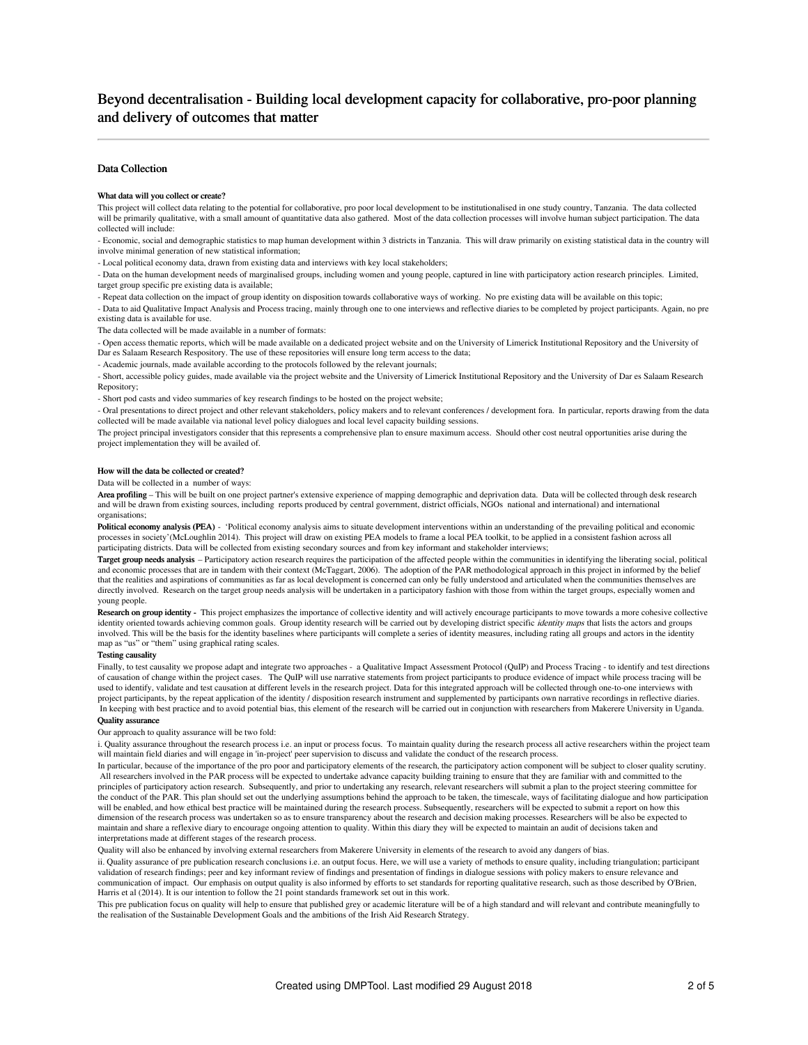# Beyond decentralisation - Building local development capacity for collaborative, pro-poor planning and delivery of outcomes that matter

## Data Collection

### What data will you collect or create?

This project will collect data relating to the potential for collaborative, pro poor local development to be institutionalised in one study country, Tanzania. The data collected will be primarily qualitative, with a small amount of quantitative data also gathered. Most of the data collection processes will involve human subject participation. The data collected will include:

- Economic, social and demographic statistics to map human development within 3 districts in Tanzania. This will draw primarily on existing statistical data in the country will involve minimal generation of new statistical information;

- Local political economy data, drawn from existing data and interviews with key local stakeholders;

- Data on the human development needs of marginalised groups, including women and young people, captured in line with participatory action research principles. Limited, target group specific pre existing data is available;

- Repeat data collection on the impact of group identity on disposition towards collaborative ways of working. No pre existing data will be available on this topic;

- Data to aid Qualitative Impact Analysis and Process tracing, mainly through one to one interviews and reflective diaries to be completed by project participants. Again, no pre existing data is available for use.

The data collected will be made available in a number of formats:

- Open access thematic reports, which will be made available on a dedicated project website and on the University of Limerick Institutional Repository and the University of Dar es Salaam Research Respository. The use of these repositories will ensure long term access to the data;

- Academic journals, made available according to the protocols followed by the relevant journals;

- Short, accessible policy guides, made available via the project website and the University of Limerick Institutional Repository and the University of Dar es Salaam Research Repository;

- Short pod casts and video summaries of key research findings to be hosted on the project website;

- Oral presentations to direct project and other relevant stakeholders, policy makers and to relevant conferences / development fora. In particular, reports drawing from the data collected will be made available via national level policy dialogues and local level capacity building sessions.

The project principal investigators consider that this represents a comprehensive plan to ensure maximum access. Should other cost neutral opportunities arise during the project implementation they will be availed of.

### How will the data be collected or created?

Data will be collected in a number of ways:

**Area profiling** – This will be built on one project partner's extensive experience of mapping demographic and deprivation data. Data will be collected through desk research and will be drawn from existing sources, including reports produced by central government, district officials, NGOs national and international) and international organisations;

**Political economy analysis (PEA)** - 'Political economy analysis aims to situate development interventions within an understanding of the prevailing political and economic processes in society'(McLoughlin 2014). This project will draw on existing PEA models to frame a local PEA toolkit, to be applied in a consistent fashion across all participating districts. Data will be collected from existing secondary sources and from key informant and stakeholder interviews;

**Target group needs analysis** – Participatory action research requires the participation of the affected people within the communities in identifying the liberating social, political and economic processes that are in tandem with their context (McTaggart, 2006). The adoption of the PAR methodological approach in this project in informed by the belief that the realities and aspirations of communities as far as local development is concerned can only be fully understood and articulated when the communities themselves are directly involved. Research on the target group needs analysis will be undertaken in a participatory fashion with those from within the target groups, especially women and young people.

**Research on group identity -** This project emphasizes the importance of collective identity and will actively encourage participants to move towards a more cohesive collective identity oriented towards achieving common goals. Group identity research will be carried out by developing district specific *identity maps* that lists the actors and groups involved. This will be the basis for the identity baselines where participants will complete a series of identity measures, including rating all groups and actors in the identity map as "us" or "them" using graphical rating scales.

**Testing causality**

Finally, to test causality we propose adapt and integrate two approaches - a Qualitative Impact Assessment Protocol (QuIP) and Process Tracing - to identify and test directions of causation of change within the project cases. The QuIP will use narrative statements from project participants to produce evidence of impact while process tracing will be used to identify, validate and test causation at different levels in the research project. Data for this integrated approach will be collected through one-to-one interviews with project participants, by the repeat application of the identity / disposition research instrument and supplemented by participants own narrative recordings in reflective diaries. In keeping with best practice and to avoid potential bias, this element of the research will be carried out in conjunction with researchers from Makerere University in Uganda.

**Quality assurance**

Our approach to quality assurance will be two fold:

i. Quality assurance throughout the research process i.e. an input or process focus. To maintain quality during the research process all active researchers within the project team will maintain field diaries and will engage in 'in-project' peer supervision to discuss and validate the conduct of the research process.

In particular, because of the importance of the pro poor and participatory elements of the research, the participatory action component will be subject to closer quality scrutiny. All researchers involved in the PAR process will be expected to undertake advance capacity building training to ensure that they are familiar with and committed to the principles of participatory action research. Subsequently, and prior to undertaking any research, relevant researchers will submit a plan to the project steering committee for the conduct of the PAR. This plan should set out the underlying assumptions behind the approach to be taken, the timescale, ways of facilitating dialogue and how participation will be enabled, and how ethical best practice will be maintained during the research process. Subsequently, researchers will be expected to submit a report on how this dimension of the research process was undertaken so as to ensure transparency about the research and decision making processes. Researchers will be also be expected to maintain and share a reflexive diary to encourage ongoing attention to quality. Within this diary they will be expected to maintain an audit of decisions taken and interpretations made at different stages of the research process.

Quality will also be enhanced by involving external researchers from Makerere University in elements of the research to avoid any dangers of bias.

ii. Quality assurance of pre publication research conclusions i.e. an output focus. Here, we will use a variety of methods to ensure quality, including triangulation; participant validation of research findings; peer and key informant review of findings and presentation of findings in dialogue sessions with policy makers to ensure relevance and communication of impact. Our emphasis on output quality is also informed by efforts to set standards for reporting qualitative research, such as those described by O'Brien, Harris et al (2014). It is our intention to follow the 21 point standards framework set out in this work.

This pre publication focus on quality will help to ensure that published grey or academic literature will be of a high standard and will relevant and contribute meaningfully to the realisation of the Sustainable Development Goals and the ambitions of the Irish Aid Research Strategy.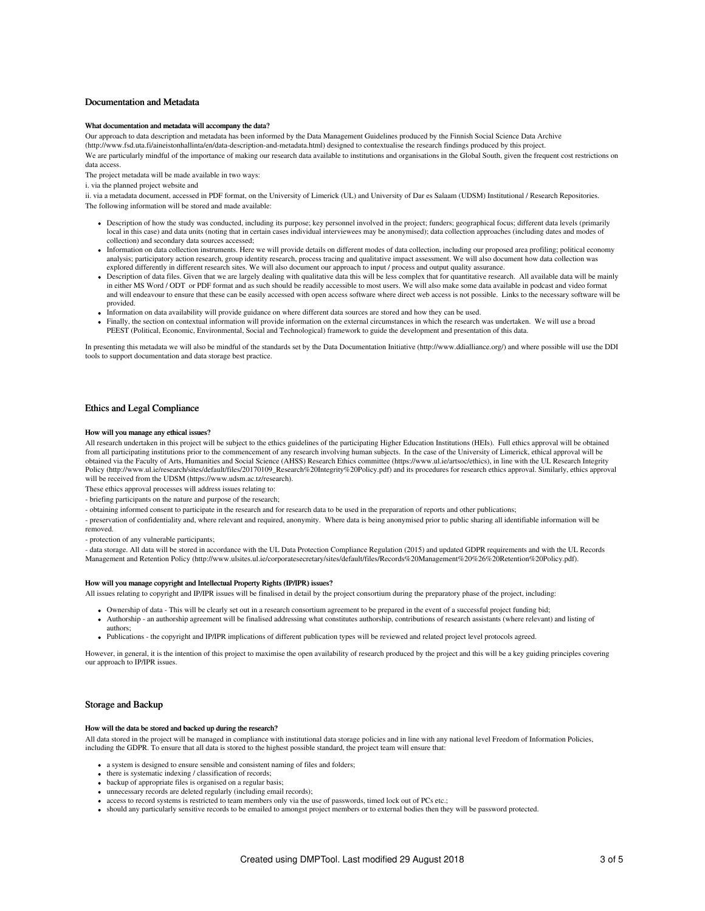## Documentation and Metadata

#### What documentation and metadata will accompany the data?

Our approach to data description and metadata has been informed by the Data Management Guidelines produced by the Finnish Social Science Data Archive (http://www.fsd.uta.fi/aineistonhallinta/en/data-description-and-metadata.html) designed to contextualise the research findings produced by this project.

We are particularly mindful of the importance of making our research data available to institutions and organisations in the Global South, given the frequent cost restrictions on data access.

The project metadata will be made available in two ways:

i. via the planned project website and

ii. via a metadata document, accessed in PDF format, on the University of Limerick (UL) and University of Dar es Salaam (UDSM) Institutional / Research Repositories.

The following information will be stored and made available:

- Description of how the study was conducted, including its purpose; key personnel involved in the project; funders; geographical focus; different data levels (primarily local in this case) and data units (noting that in certain cases individual interviewees may be anonymised); data collection approaches (including dates and modes of collection) and secondary data sources accessed;
- Information on data collection instruments. Here we will provide details on different modes of data collection, including our proposed area profiling; political economy analysis; participatory action research, group identity research, process tracing and qualitative impact assessment. We will also document how data collection was explored differently in different research sites. We will also document our approach to input / process and output quality assurance.
- Description of data files. Given that we are largely dealing with qualitative data this will be less complex that for quantitative research. All available data will be mainly in either MS Word / ODT or PDF format and as such should be readily accessible to most users. We will also make some data available in podcast and video format and will endeavour to ensure that these can be easily accessed with open access software where direct web access is not possible. Links to the necessary software will be provided.
- Information on data availability will provide guidance on where different data sources are stored and how they can be used.
- Finally, the section on contextual information will provide information on the external circumstances in which the research was undertaken. We will use a broad PEEST (Political, Economic, Environmental, Social and Technological) framework to guide the development and presentation of this data.

In presenting this metadata we will also be mindful of the standards set by the Data Documentation Initiative (http://www.ddialliance.org/) and where possible will use the DDI tools to support documentation and data storage best practice.

## Ethics and Legal Compliance

#### How will you manage any ethical issues?

All research undertaken in this project will be subject to the ethics guidelines of the participating Higher Education Institutions (HEIs). Full ethics approval will be obtained from all participating institutions prior to the commencement of any research involving human subjects. In the case of the University of Limerick, ethical approval will be obtained via the Faculty of Arts, Humanities and Social Science (AHSS) Research Ethics committee (https://www.ul.ie/artsoc/ethics), in line with the UL Research Integrity Policy (http://www.ul.ie/research/sites/default/files/20170109_Research%20Integrity%20Policy.pdf) and its procedures for research ethics approval. Similarly, ethics approval will be received from the UDSM (https://www.udsm.ac.tz/research).

These ethics approval processes will address issues relating to:

- briefing participants on the nature and purpose of the research;

- obtaining informed consent to participate in the research and for research data to be used in the preparation of reports and other publications;

- preservation of confidentiality and, where relevant and required, anonymity. Where data is being anonymised prior to public sharing all identifiable information will be removed.

- protection of any vulnerable participants;

- data storage. All data will be stored in accordance with the UL Data Protection Compliance Regulation (2015) and updated GDPR requirements and with the UL Records Management and Retention Policy (http://www.ulsites.ul.ie/corporatesecretary/sites/default/files/Records%20Management%20%26%20Retention%20Policy.pdf).

#### How will you manage copyright and Intellectual Property Rights (IP/IPR) issues?

All issues relating to copyright and IP/IPR issues will be finalised in detail by the project consortium during the preparatory phase of the project, including:

- Ownership of data - This will be clearly set out in a research consortium agreement to be prepared in the event of a successful project funding bid;
- Authorship - an authorship agreement will be finalised addressing what constitutes authorship, contributions of research assistants (where relevant) and listing of authors;
- Publications - the copyright and IP/IPR implications of different publication types will be reviewed and related project level protocols agreed.

However, in general, it is the intention of this project to maximise the open availability of research produced by the project and this will be a key guiding principles covering our approach to IP/IPR issues.

## Storage and Backup

#### How will the data be stored and backed up during the research?

All data stored in the project will be managed in compliance with institutional data storage policies and in line with any national level Freedom of Information Policies, including the GDPR. To ensure that all data is stored to the highest possible standard, the project team will ensure that:

- a system is designed to ensure sensible and consistent naming of files and folders;
- there is systematic indexing / classification of records;
- backup of appropriate files is organised on a regular basis;
- unnecessary records are deleted regularly (including email records);
- access to record systems is restricted to team members only via the use of passwords, timed lock out of PCs etc.;
- should any particularly sensitive records to be emailed to amongst project members or to external bodies then they will be password protected.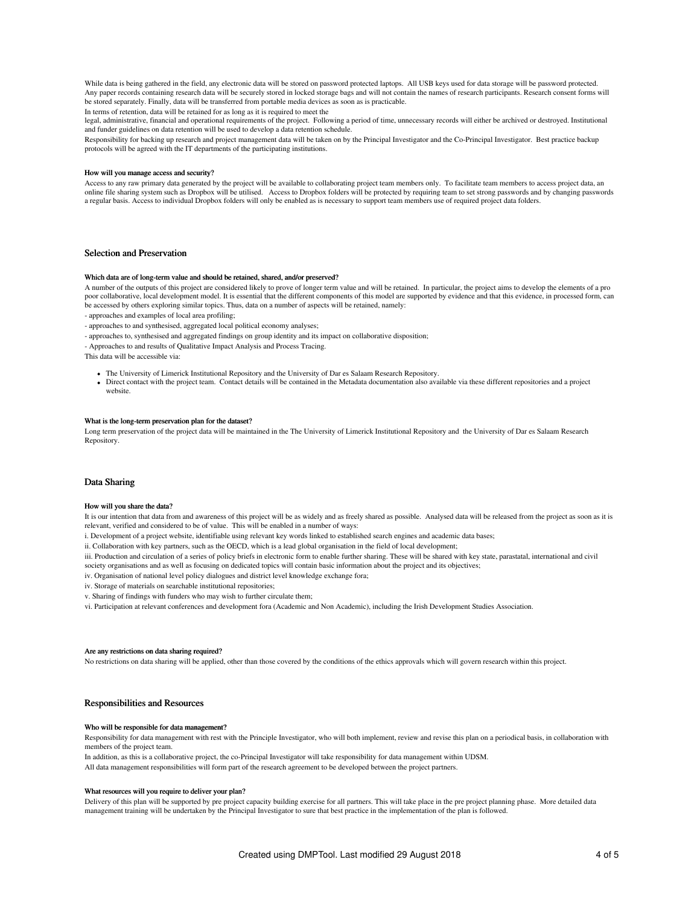While data is being gathered in the field, any electronic data will be stored on password protected laptops. All USB keys used for data storage will be password protected. Any paper records containing research data will be securely stored in locked storage bags and will not contain the names of research participants. Research consent forms will be stored separately. Finally, data will be transferred from portable media devices as soon as is practicable.

In terms of retention, data will be retained for as long as it is required to meet the legal, administrative, financial and operational requirements of the project. Following a period of time, unnecessary records will either be archived or destroyed. Institutional and funder guidelines on data retention will be used to develop a data retention schedule.

Responsibility for backing up research and project management data will be taken on by the Principal Investigator and the Co-Principal Investigator. Best practice backup protocols will be agreed with the IT departments of the participating institutions.

#### How will you manage access and security?

Access to any raw primary data generated by the project will be available to collaborating project team members only. To facilitate team members to access project data, an online file sharing system such as Dropbox will be utilised. Access to Dropbox folders will be protected by requiring team to set strong passwords and by changing passwords a regular basis. Access to individual Dropbox folders will only be enabled as is necessary to support team members use of required project data folders.

### Selection and Preservation

#### Which data are of long-term value and should be retained, shared, and/or preserved?

A number of the outputs of this project are considered likely to prove of longer term value and will be retained. In particular, the project aims to develop the elements of a pro poor collaborative, local development model. It is essential that the different components of this model are supported by evidence and that this evidence, in processed form, can be accessed by others exploring similar topics. Thus, data on a number of aspects will be retained, namely:

- approaches and examples of local area profiling;
- approaches to and synthesised, aggregated local political economy analyses;
- approaches to, synthesised and aggregated findings on group identity and its impact on collaborative disposition;
- Approaches to and results of Qualitative Impact Analysis and Process Tracing.

This data will be accessible via:

- The University of Limerick Institutional Repository and the University of Dar es Salaam Research Repository.
- Direct contact with the project team. Contact details will be contained in the Metadata documentation also available via these different repositories and a project website.

#### What is the long-term preservation plan for the dataset?

Long term preservation of the project data will be maintained in the The University of Limerick Institutional Repository and the University of Dar es Salaam Research Repository.

### Data Sharing

#### How will you share the data?

It is our intention that data from and awareness of this project will be as widely and as freely shared as possible. Analysed data will be released from the project as soon as it is relevant, verified and considered to be of value. This will be enabled in a number of ways:

i. Development of a project website, identifiable using relevant key words linked to established search engines and academic data bases;

ii. Collaboration with key partners, such as the OECD, which is a lead global organisation in the field of local development;

iii. Production and circulation of a series of policy briefs in electronic form to enable further sharing. These will be shared with key state, parastatal, international and civil society organisations and as well as focusing on dedicated topics will contain basic information about the project and its objectives;

iv. Organisation of national level policy dialogues and district level knowledge exchange fora;

iv. Storage of materials on searchable institutional repositories;

v. Sharing of findings with funders who may wish to further circulate them;

vi. Participation at relevant conferences and development fora (Academic and Non Academic), including the Irish Development Studies Association.

#### Are any restrictions on data sharing required?

No restrictions on data sharing will be applied, other than those covered by the conditions of the ethics approvals which will govern research within this project.

### Responsibilities and Resources

#### Who will be responsible for data management?

Responsibility for data management with rest with the Principle Investigator, who will both implement, review and revise this plan on a periodical basis, in collaboration with members of the project team.

In addition, as this is a collaborative project, the co-Principal Investigator will take responsibility for data management within UDSM.

All data management responsibilities will form part of the research agreement to be developed between the project partners.

#### What resources will you require to deliver your plan?

Delivery of this plan will be supported by pre project capacity building exercise for all partners. This will take place in the pre project planning phase. More detailed data management training will be undertaken by the Principal Investigator to sure that best practice in the implementation of the plan is followed.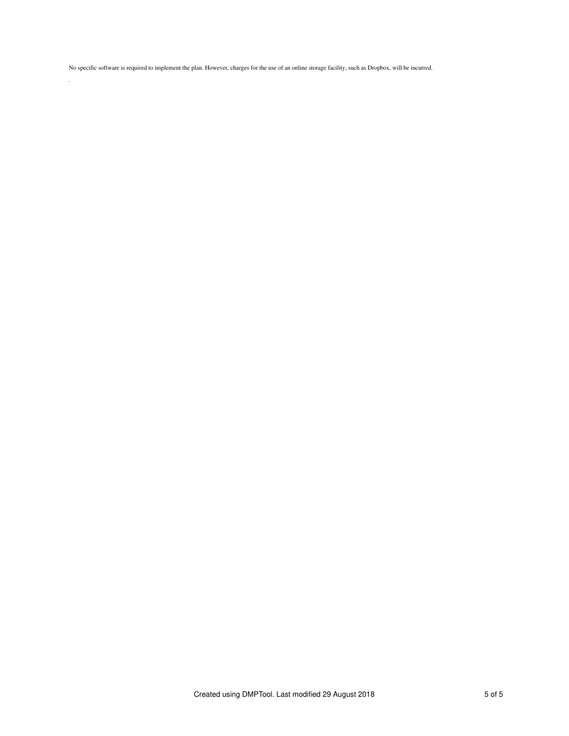No specific software is required to implement the plan. However, charges for the use of an online storage facility, such as Dropbox, will be incurred.